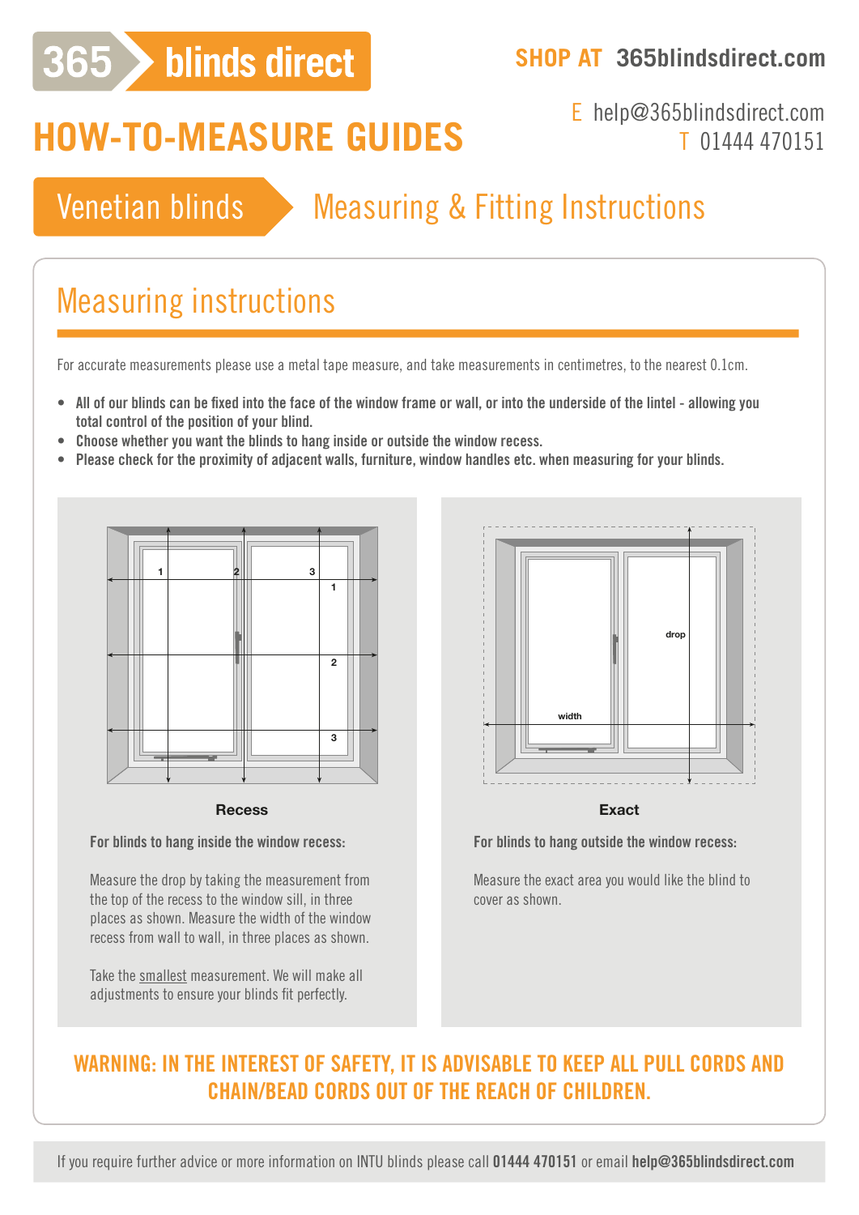365 blinds direct

**SHOP AT 365blindsdirect.com**

E help@365blindsdirect.com
T 01444 470151

# HOW-TO-MEASURE GUIDES

## Venetian blinds — Measuring & Fitting Instructions

## Measuring instructions

For accurate measurements please use a metal tape measure, and take measurements in centimetres, to the nearest 0.1cm.

- **All of our blinds can be fixed into the face of the window frame or wall, or into the underside of the lintel - allowing you total control of the position of your blind.**
- **Choose whether you want the blinds to hang inside or outside the window recess.**
- **Please check for the proximity of adjacent walls, furniture, window handles etc. when measuring for your blinds.**

### Recess

**For blinds to hang inside the window recess:**

Measure the drop by taking the measurement from the top of the recess to the window sill, in three places as shown. Measure the width of the window recess from wall to wall, in three places as shown.

Take the smallest measurement. We will make all adjustments to ensure your blinds fit perfectly.

### Exact

**For blinds to hang outside the window recess:**

Measure the exact area you would like the blind to cover as shown.

**WARNING: IN THE INTEREST OF SAFETY, IT IS ADVISABLE TO KEEP ALL PULL CORDS AND CHAIN/BEAD CORDS OUT OF THE REACH OF CHILDREN.**

If you require further advice or more information on INTU blinds please call **01444 470151** or email **help@365blindsdirect.com**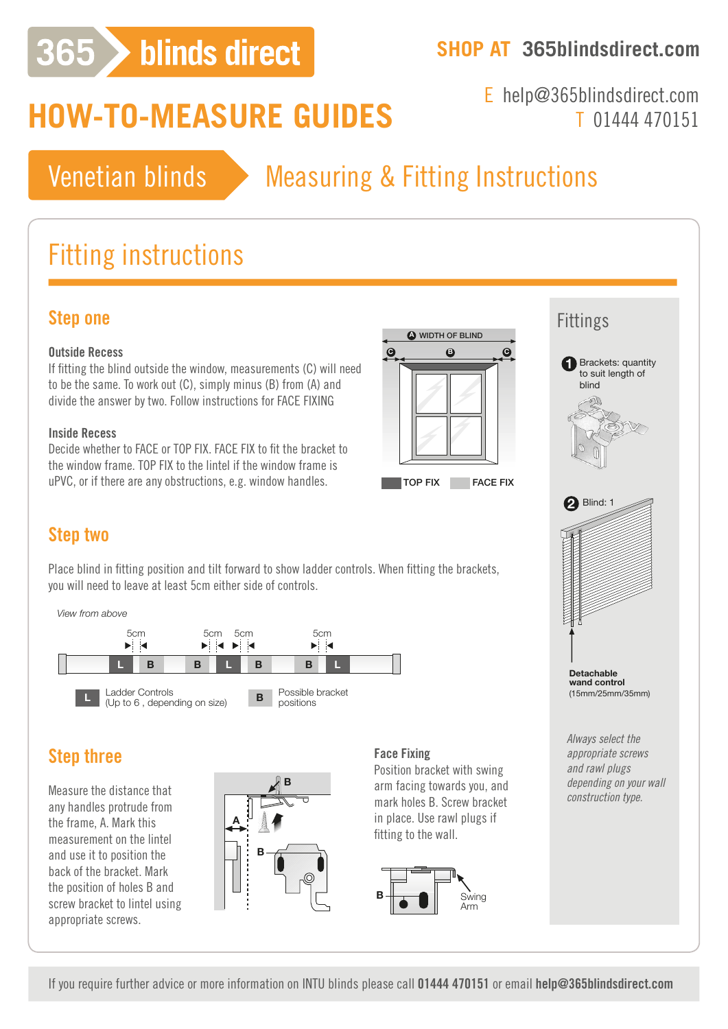# HOW-TO-MEASURE GUIDES

365 blinds direct

SHOP AT 365blindsdirect.com

E help@365blindsdirect.com
T 01444 470151

## Venetian blinds — Measuring & Fitting Instructions

## Fitting instructions

### Step one

**Outside Recess**

If fitting the blind outside the window, measurements (C) will need to be the same. To work out (C), simply minus (B) from (A) and divide the answer by two. Follow instructions for FACE FIXING

**Inside Recess**

Decide whether to FACE or TOP FIX. FACE FIX to fit the bracket to the window frame. TOP FIX to the lintel if the window frame is uPVC, or if there are any obstructions, e.g. window handles.

A WIDTH OF BLIND
B C C

TOP FIX   FACE FIX

### Step two

Place blind in fitting position and tilt forward to show ladder controls. When fitting the brackets, you will need to leave at least 5cm either side of controls.

*View from above*

5cm   5cm 5cm   5cm

L B   B L B   B L

L — Ladder Controls (Up to 6 , depending on size)
B — Possible bracket positions

### Step three

Measure the distance that any handles protrude from the frame, A. Mark this measurement on the lintel and use it to position the back of the bracket. Mark the position of holes B and screw bracket to lintel using appropriate screws.

**Face Fixing**

Position bracket with swing arm facing towards you, and mark holes B. Screw bracket in place. Use rawl plugs if fitting to the wall.

B   Swing Arm

## Fittings

1. Brackets: quantity to suit length of blind
2. Blind: 1

**Detachable wand control**
(15mm/25mm/35mm)

*Always select the appropriate screws and rawl plugs depending on your wall construction type.*

If you require further advice or more information on INTU blinds please call **01444 470151** or email **help@365blindsdirect.com**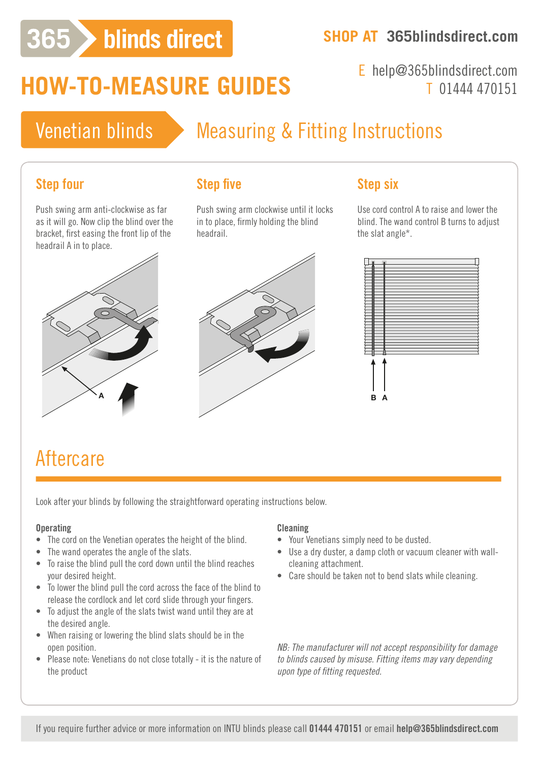365 blinds direct

SHOP AT 365blindsdirect.com

E help@365blindsdirect.com
T 01444 470151

# HOW-TO-MEASURE GUIDES

## Venetian blinds — Measuring & Fitting Instructions

### Step four

Push swing arm anti-clockwise as far as it will go. Now clip the blind over the bracket, first easing the front lip of the headrail A in to place.

A

### Step five

Push swing arm clockwise until it locks in to place, firmly holding the blind headrail.

### Step six

Use cord control A to raise and lower the blind. The wand control B turns to adjust the slat angle*.

B A

## Aftercare

Look after your blinds by following the straightforward operating instructions below.

**Operating**

- The cord on the Venetian operates the height of the blind.
- The wand operates the angle of the slats.
- To raise the blind pull the cord down until the blind reaches your desired height.
- To lower the blind pull the cord across the face of the blind to release the cordlock and let cord slide through your fingers.
- To adjust the angle of the slats twist wand until they are at the desired angle.
- When raising or lowering the blind slats should be in the open position.
- Please note: Venetians do not close totally - it is the nature of the product

**Cleaning**

- Your Venetians simply need to be dusted.
- Use a dry duster, a damp cloth or vacuum cleaner with wall-cleaning attachment.
- Care should be taken not to bend slats while cleaning.

*NB: The manufacturer will not accept responsibility for damage to blinds caused by misuse. Fitting items may vary depending upon type of fitting requested.*

If you require further advice or more information on INTU blinds please call **01444 470151** or email **help@365blindsdirect.com**